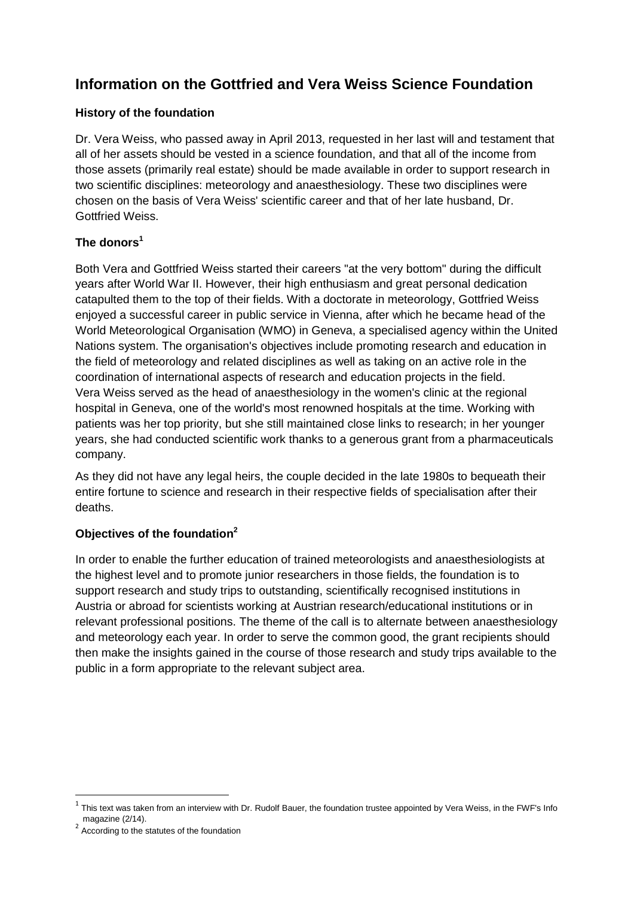# Information on the Gottfried and Vera Weiss Science Foundation

### History of the foundation

Dr. Vera Weiss, who passed away in April 2013, requested in her last will and testament that all of her assets should be vested in a science foundation, and that all of the income from those assets (primarily real estate) should be made available in order to support research in two scientific disciplines: meteorology and anaesthesiology. These two disciplines were chosen on the basis of Vera Weiss' scientific career and that of her late husband, Dr. Gottfried Weiss.

### The donors[1]

Both Vera and Gottfried Weiss started their careers "at the very bottom" during the difficult years after World War II. However, their high enthusiasm and great personal dedication catapulted them to the top of their fields. With a doctorate in meteorology, Gottfried Weiss enjoyed a successful career in public service in Vienna, after which he became head of the World Meteorological Organisation (WMO) in Geneva, a specialised agency within the United Nations system. The organisation's objectives include promoting research and education in the field of meteorology and related disciplines as well as taking on an active role in the coordination of international aspects of research and education projects in the field. Vera Weiss served as the head of anaesthesiology in the women's clinic at the regional hospital in Geneva, one of the world's most renowned hospitals at the time. Working with patients was her top priority, but she still maintained close links to research; in her younger years, she had conducted scientific work thanks to a generous grant from a pharmaceuticals company.

As they did not have any legal heirs, the couple decided in the late 1980s to bequeath their entire fortune to science and research in their respective fields of specialisation after their deaths.

### Objectives of the foundation[2]

In order to enable the further education of trained meteorologists and anaesthesiologists at the highest level and to promote junior researchers in those fields, the foundation is to support research and study trips to outstanding, scientifically recognised institutions in Austria or abroad for scientists working at Austrian research/educational institutions or in relevant professional positions. The theme of the call is to alternate between anaesthesiology and meteorology each year. In order to serve the common good, the grant recipients should then make the insights gained in the course of those research and study trips available to the public in a form appropriate to the relevant subject area.

---

[1] This text was taken from an interview with Dr. Rudolf Bauer, the foundation trustee appointed by Vera Weiss, in the FWF's Info magazine (2/14).

[2] According to the statutes of the foundation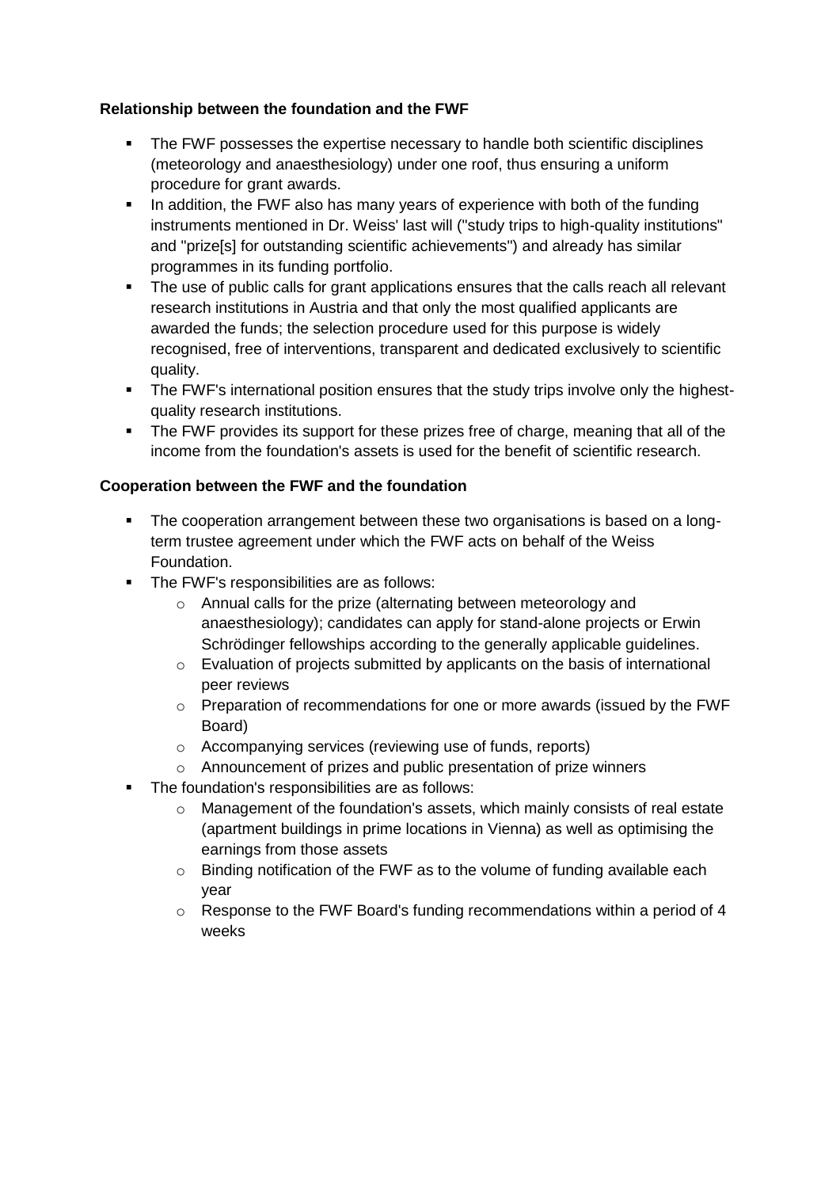**Relationship between the foundation and the FWF**

- The FWF possesses the expertise necessary to handle both scientific disciplines (meteorology and anaesthesiology) under one roof, thus ensuring a uniform procedure for grant awards.
- In addition, the FWF also has many years of experience with both of the funding instruments mentioned in Dr. Weiss' last will ("study trips to high-quality institutions" and "prize[s] for outstanding scientific achievements") and already has similar programmes in its funding portfolio.
- The use of public calls for grant applications ensures that the calls reach all relevant research institutions in Austria and that only the most qualified applicants are awarded the funds; the selection procedure used for this purpose is widely recognised, free of interventions, transparent and dedicated exclusively to scientific quality.
- The FWF's international position ensures that the study trips involve only the highest-quality research institutions.
- The FWF provides its support for these prizes free of charge, meaning that all of the income from the foundation's assets is used for the benefit of scientific research.

**Cooperation between the FWF and the foundation**

- The cooperation arrangement between these two organisations is based on a long-term trustee agreement under which the FWF acts on behalf of the Weiss Foundation.
- The FWF's responsibilities are as follows:
  - Annual calls for the prize (alternating between meteorology and anaesthesiology); candidates can apply for stand-alone projects or Erwin Schrödinger fellowships according to the generally applicable guidelines.
  - Evaluation of projects submitted by applicants on the basis of international peer reviews
  - Preparation of recommendations for one or more awards (issued by the FWF Board)
  - Accompanying services (reviewing use of funds, reports)
  - Announcement of prizes and public presentation of prize winners
- The foundation's responsibilities are as follows:
  - Management of the foundation's assets, which mainly consists of real estate (apartment buildings in prime locations in Vienna) as well as optimising the earnings from those assets
  - Binding notification of the FWF as to the volume of funding available each year
  - Response to the FWF Board's funding recommendations within a period of 4 weeks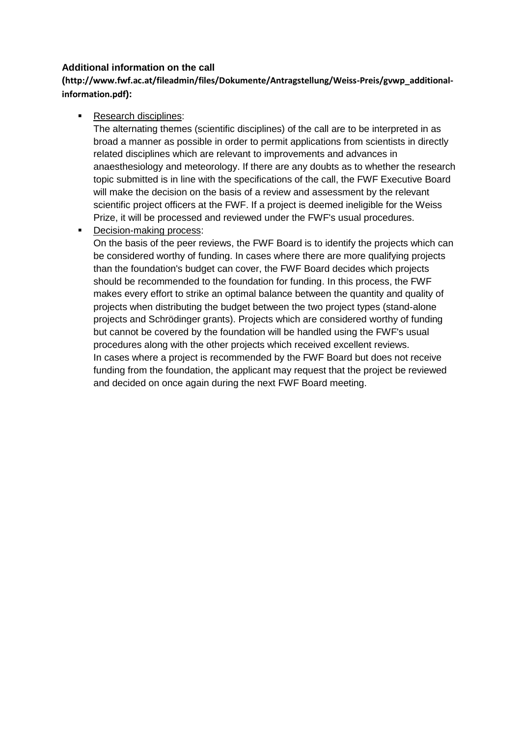**Additional information on the call**

**(http://www.fwf.ac.at/fileadmin/files/Dokumente/Antragstellung/Weiss-Preis/gvwp_additional-information.pdf):**

- Research disciplines:
  The alternating themes (scientific disciplines) of the call are to be interpreted in as broad a manner as possible in order to permit applications from scientists in directly related disciplines which are relevant to improvements and advances in anaesthesiology and meteorology. If there are any doubts as to whether the research topic submitted is in line with the specifications of the call, the FWF Executive Board will make the decision on the basis of a review and assessment by the relevant scientific project officers at the FWF. If a project is deemed ineligible for the Weiss Prize, it will be processed and reviewed under the FWF's usual procedures.
- Decision-making process:
  On the basis of the peer reviews, the FWF Board is to identify the projects which can be considered worthy of funding. In cases where there are more qualifying projects than the foundation's budget can cover, the FWF Board decides which projects should be recommended to the foundation for funding. In this process, the FWF makes every effort to strike an optimal balance between the quantity and quality of projects when distributing the budget between the two project types (stand-alone projects and Schrödinger grants). Projects which are considered worthy of funding but cannot be covered by the foundation will be handled using the FWF's usual procedures along with the other projects which received excellent reviews.
  In cases where a project is recommended by the FWF Board but does not receive funding from the foundation, the applicant may request that the project be reviewed and decided on once again during the next FWF Board meeting.